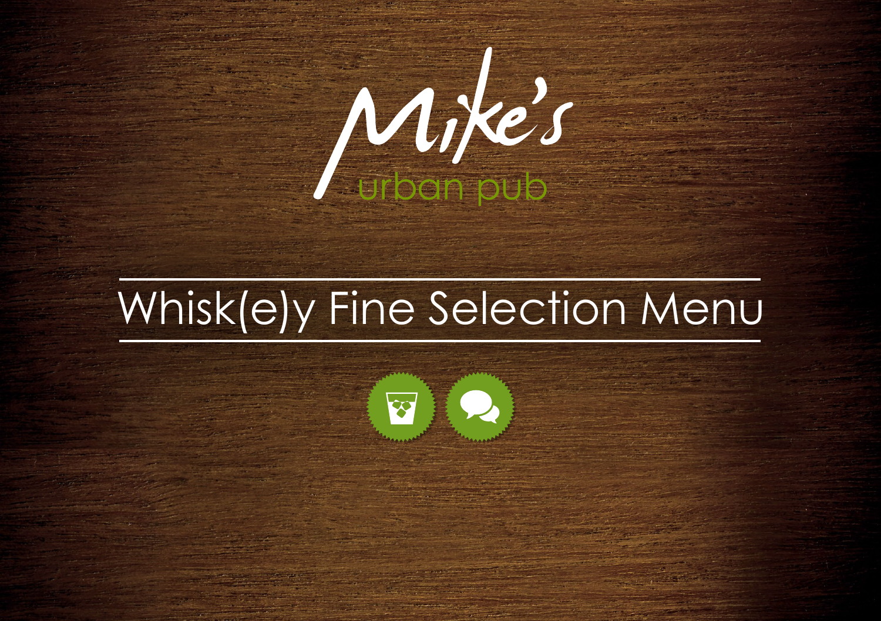Mike's

urban pub

# Whisk(e)y Fine Selection Menu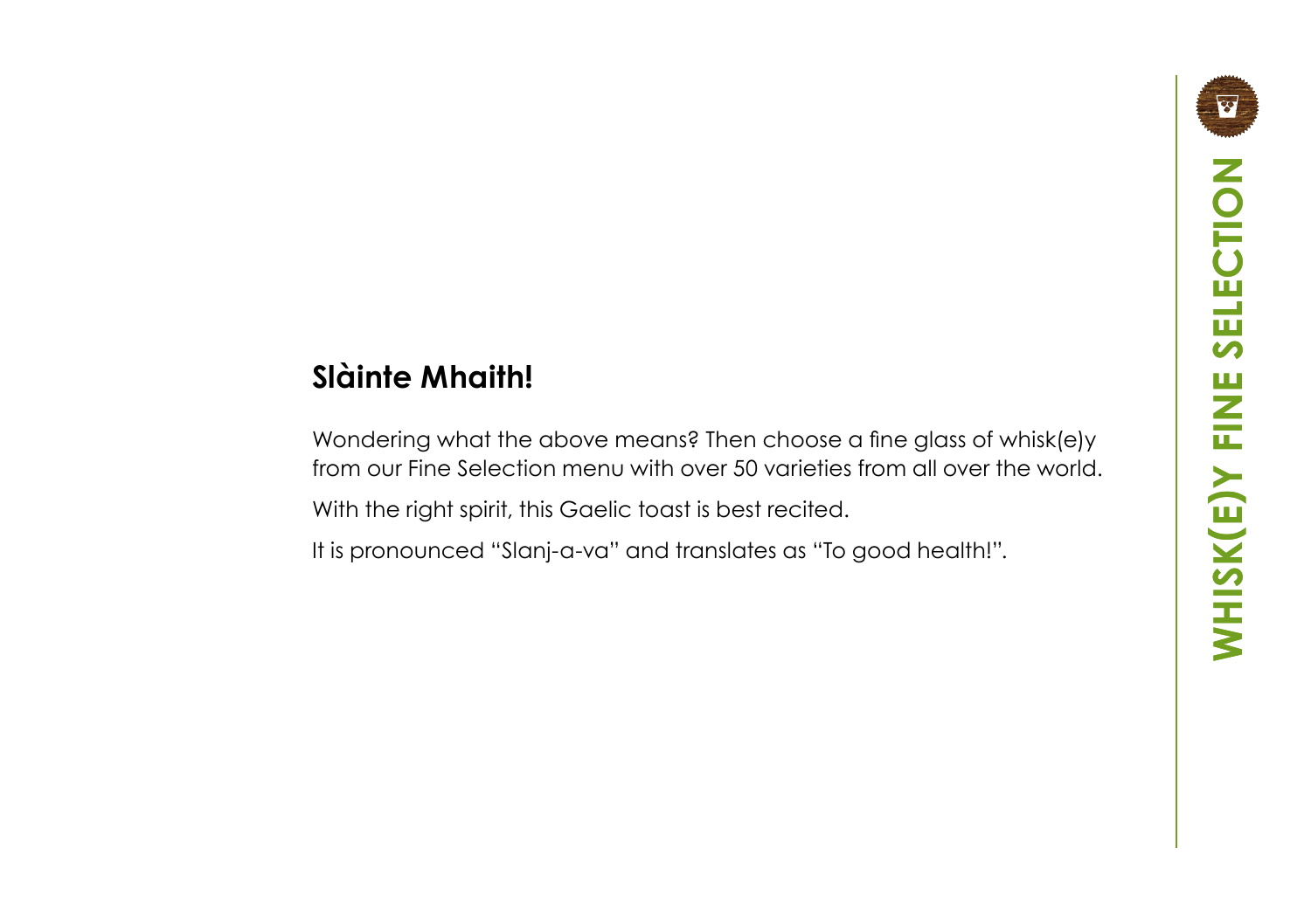## Slàinte Mhaith!

Wondering what the above means? Then choose a fine glass of whisk(e)y from our Fine Selection menu with over 50 varieties from all over the world.

With the right spirit, this Gaelic toast is best recited.

It is pronounced "Slanj-a-va" and translates as "To good health!".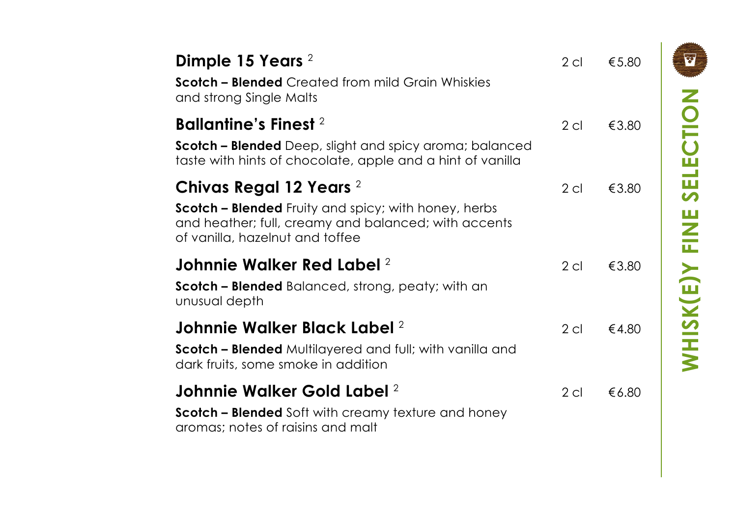## WHISK(E)Y FINE SELECTION

### Dimple 15 Years [2]

2 cl €5.80

**Scotch – Blended** Created from mild Grain Whiskies and strong Single Malts

### Ballantine's Finest [2]

2 cl €3.80

**Scotch – Blended** Deep, slight and spicy aroma; balanced taste with hints of chocolate, apple and a hint of vanilla

### Chivas Regal 12 Years [2]

2 cl €3.80

**Scotch – Blended** Fruity and spicy; with honey, herbs and heather; full, creamy and balanced; with accents of vanilla, hazelnut and toffee

### Johnnie Walker Red Label [2]

2 cl €3.80

**Scotch – Blended** Balanced, strong, peaty; with an unusual depth

### Johnnie Walker Black Label [2]

2 cl €4.80

**Scotch – Blended** Multilayered and full; with vanilla and dark fruits, some smoke in addition

### Johnnie Walker Gold Label [2]

2 cl €6.80

**Scotch – Blended** Soft with creamy texture and honey aromas; notes of raisins and malt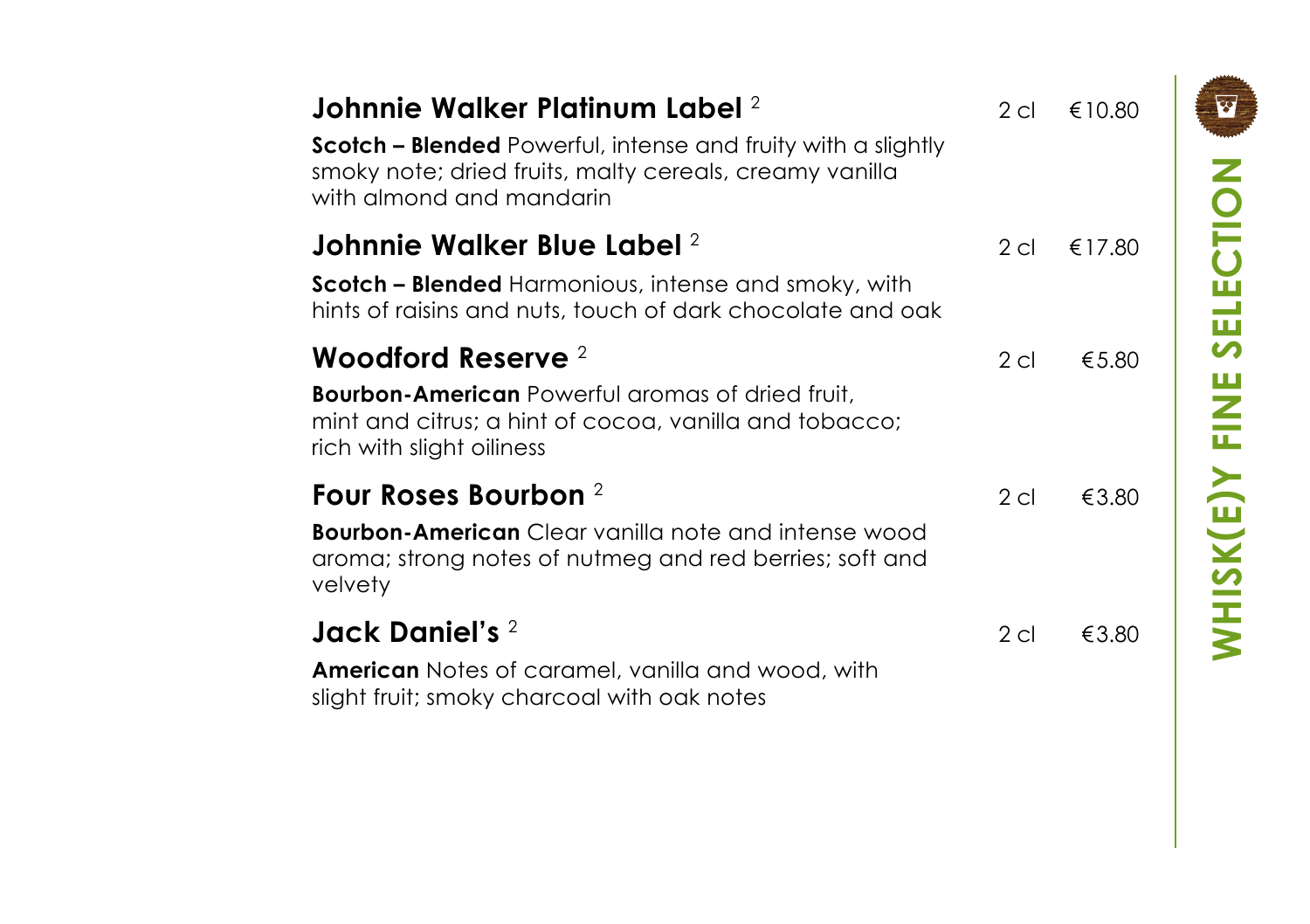# WHISK(E)Y FINE SELECTION

### Johnnie Walker Platinum Label [2]

2 cl €10.80

**Scotch – Blended** Powerful, intense and fruity with a slightly smoky note; dried fruits, malty cereals, creamy vanilla with almond and mandarin

### Johnnie Walker Blue Label [2]

2 cl €17.80

**Scotch – Blended** Harmonious, intense and smoky, with hints of raisins and nuts, touch of dark chocolate and oak

### Woodford Reserve [2]

2 cl €5.80

**Bourbon-American** Powerful aromas of dried fruit, mint and citrus; a hint of cocoa, vanilla and tobacco; rich with slight oiliness

### Four Roses Bourbon [2]

2 cl €3.80

**Bourbon-American** Clear vanilla note and intense wood aroma; strong notes of nutmeg and red berries; soft and velvety

### Jack Daniel's [2]

2 cl €3.80

**American** Notes of caramel, vanilla and wood, with slight fruit; smoky charcoal with oak notes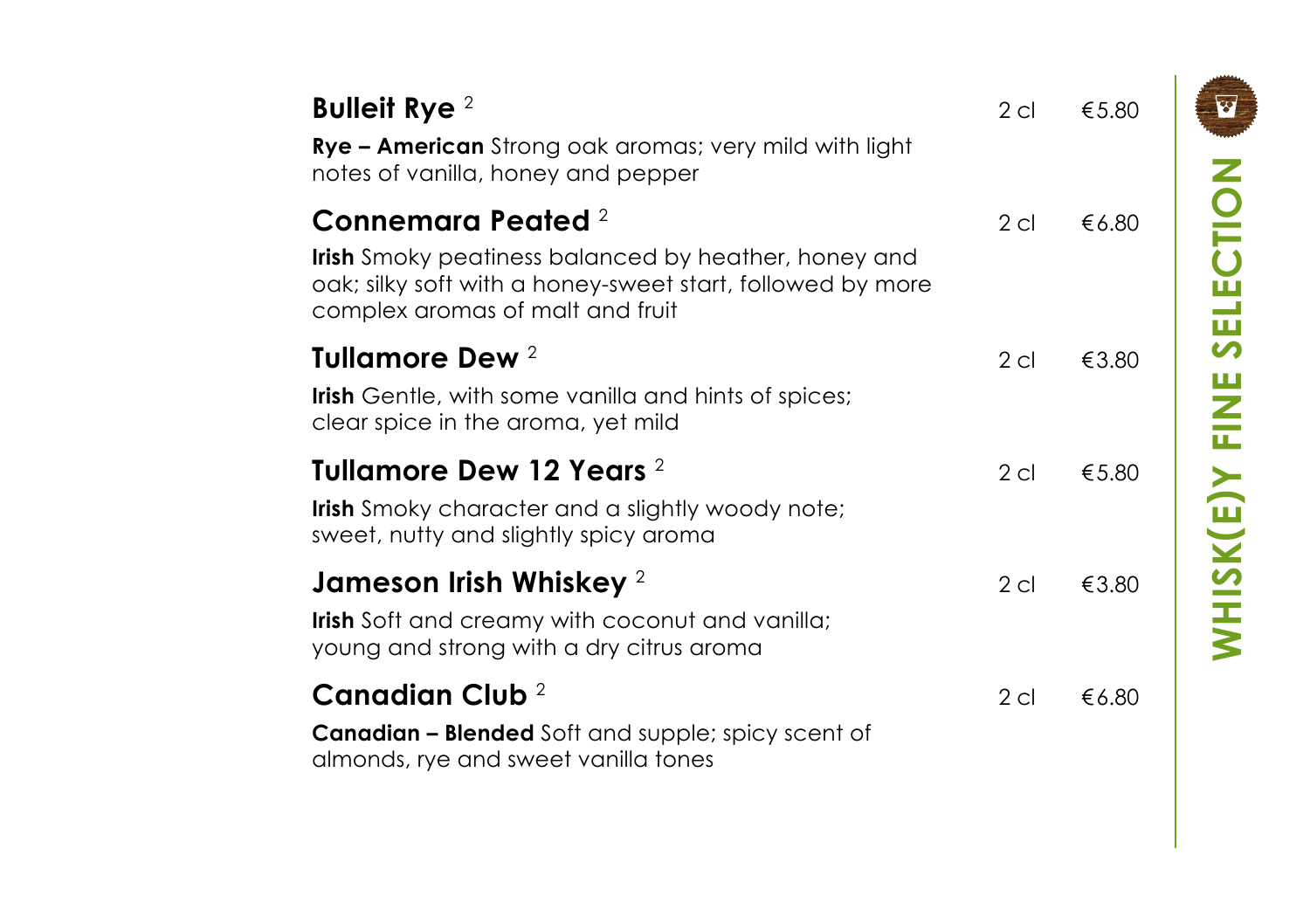## WHISK(E)Y FINE SELECTION

### Bulleit Rye [2] — 2 cl — €5.80

**Rye – American** Strong oak aromas; very mild with light notes of vanilla, honey and pepper

### Connemara Peated [2] — 2 cl — €6.80

**Irish** Smoky peatiness balanced by heather, honey and oak; silky soft with a honey-sweet start, followed by more complex aromas of malt and fruit

### Tullamore Dew [2] — 2 cl — €3.80

**Irish** Gentle, with some vanilla and hints of spices; clear spice in the aroma, yet mild

### Tullamore Dew 12 Years [2] — 2 cl — €5.80

**Irish** Smoky character and a slightly woody note; sweet, nutty and slightly spicy aroma

### Jameson Irish Whiskey [2] — 2 cl — €3.80

**Irish** Soft and creamy with coconut and vanilla; young and strong with a dry citrus aroma

### Canadian Club [2] — 2 cl — €6.80

**Canadian – Blended** Soft and supple; spicy scent of almonds, rye and sweet vanilla tones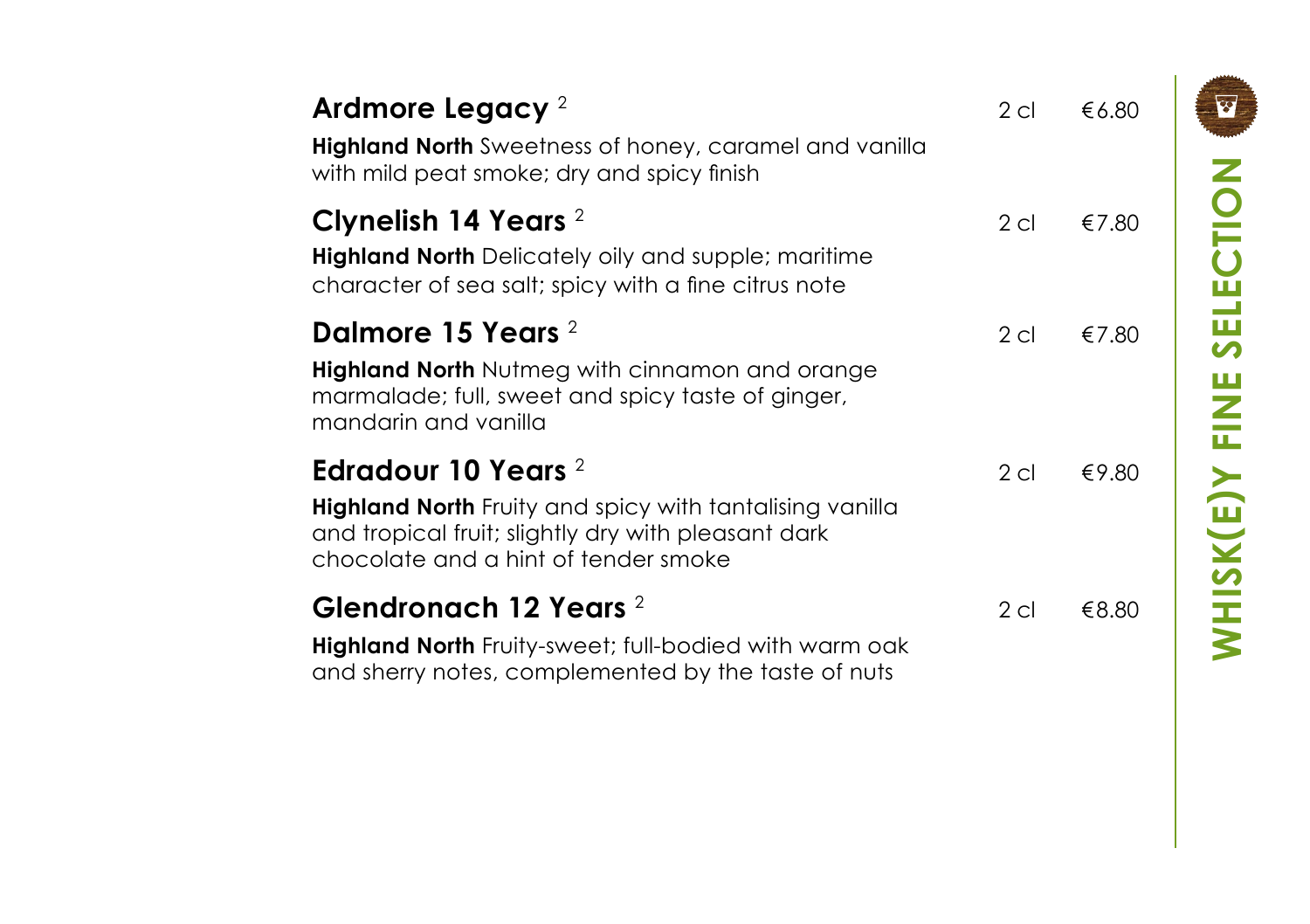## WHISK(E)Y FINE SELECTION

### Ardmore Legacy [2]

2 cl €6.80

**Highland North** Sweetness of honey, caramel and vanilla with mild peat smoke; dry and spicy finish

### Clynelish 14 Years [2]

2 cl €7.80

**Highland North** Delicately oily and supple; maritime character of sea salt; spicy with a fine citrus note

### Dalmore 15 Years [2]

2 cl €7.80

**Highland North** Nutmeg with cinnamon and orange marmalade; full, sweet and spicy taste of ginger, mandarin and vanilla

### Edradour 10 Years [2]

2 cl €9.80

**Highland North** Fruity and spicy with tantalising vanilla and tropical fruit; slightly dry with pleasant dark chocolate and a hint of tender smoke

### Glendronach 12 Years [2]

2 cl €8.80

**Highland North** Fruity-sweet; full-bodied with warm oak and sherry notes, complemented by the taste of nuts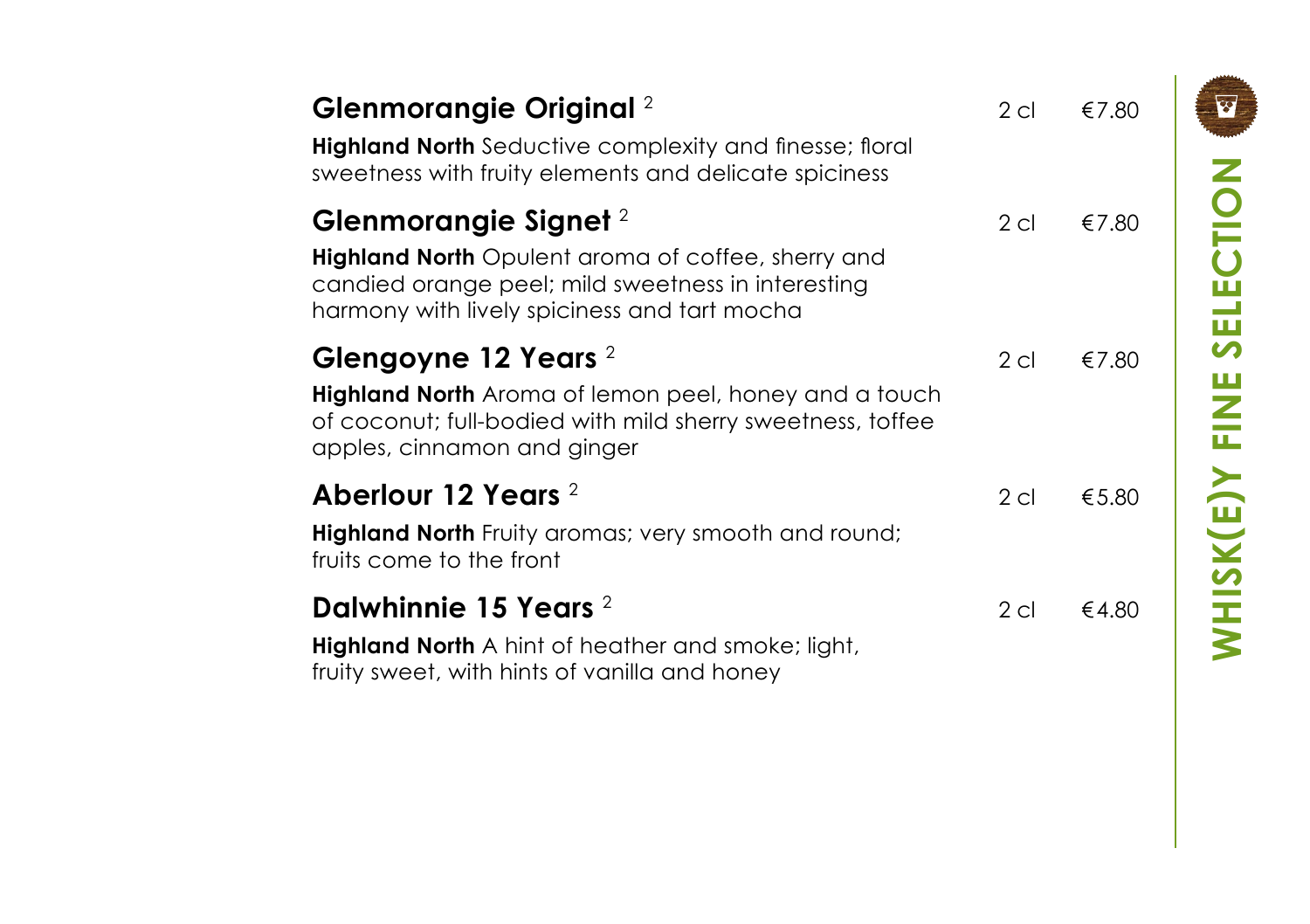# WHISK(E)Y FINE SELECTION

## Glenmorangie Original [2]

2 cl — €7.80

**Highland North** Seductive complexity and finesse; floral sweetness with fruity elements and delicate spiciness

## Glenmorangie Signet [2]

2 cl — €7.80

**Highland North** Opulent aroma of coffee, sherry and candied orange peel; mild sweetness in interesting harmony with lively spiciness and tart mocha

## Glengoyne 12 Years [2]

2 cl — €7.80

**Highland North** Aroma of lemon peel, honey and a touch of coconut; full-bodied with mild sherry sweetness, toffee apples, cinnamon and ginger

## Aberlour 12 Years [2]

2 cl — €5.80

**Highland North** Fruity aromas; very smooth and round; fruits come to the front

## Dalwhinnie 15 Years [2]

2 cl — €4.80

**Highland North** A hint of heather and smoke; light, fruity sweet, with hints of vanilla and honey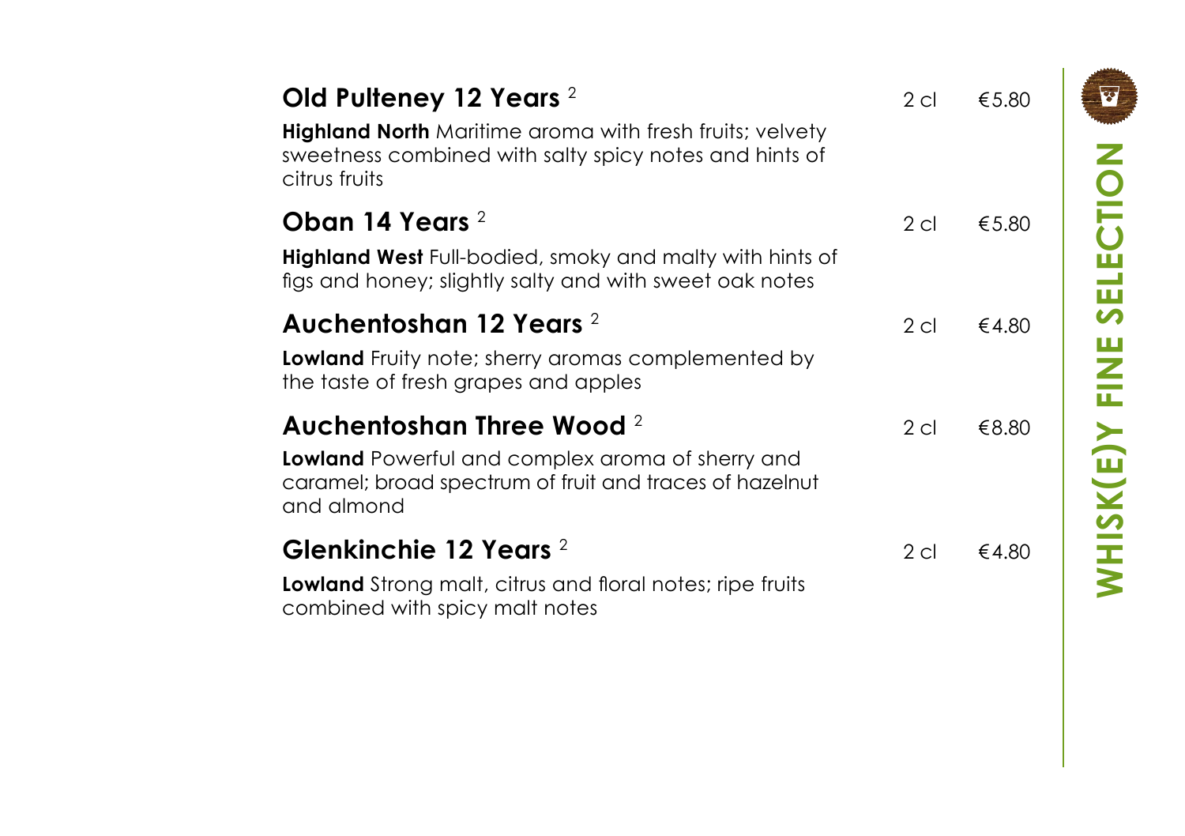# WHISK(E)Y FINE SELECTION

## Old Pulteney 12 Years [2]

2 cl €5.80

**Highland North** Maritime aroma with fresh fruits; velvety sweetness combined with salty spicy notes and hints of citrus fruits

## Oban 14 Years [2]

2 cl €5.80

**Highland West** Full-bodied, smoky and malty with hints of figs and honey; slightly salty and with sweet oak notes

## Auchentoshan 12 Years [2]

2 cl €4.80

**Lowland** Fruity note; sherry aromas complemented by the taste of fresh grapes and apples

## Auchentoshan Three Wood [2]

2 cl €8.80

**Lowland** Powerful and complex aroma of sherry and caramel; broad spectrum of fruit and traces of hazelnut and almond

## Glenkinchie 12 Years [2]

2 cl €4.80

**Lowland** Strong malt, citrus and floral notes; ripe fruits combined with spicy malt notes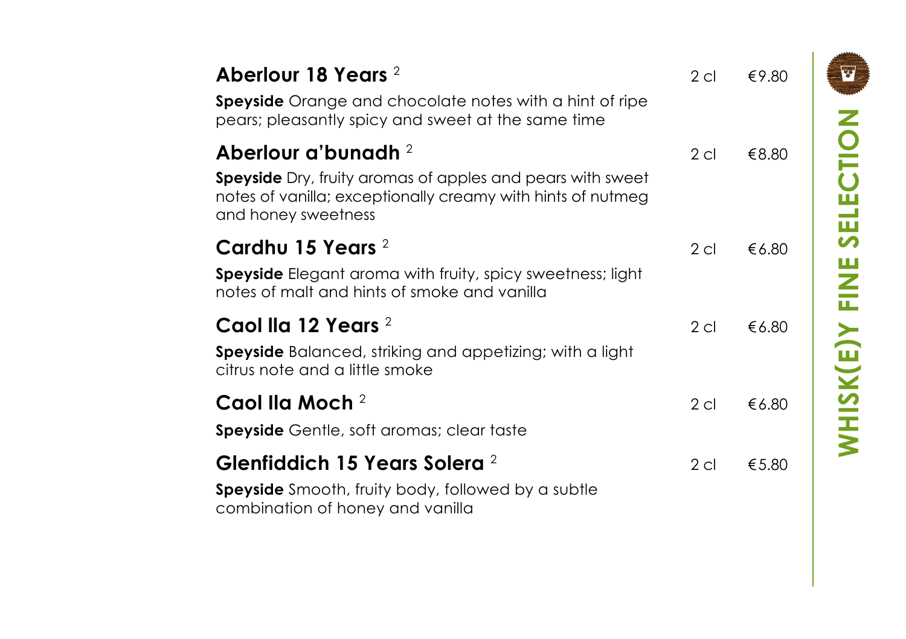## WHISK(E)Y FINE SELECTION

### Aberlour 18 Years [2]

2 cl €9.80

**Speyside** Orange and chocolate notes with a hint of ripe pears; pleasantly spicy and sweet at the same time

### Aberlour a'bunadh [2]

2 cl €8.80

**Speyside** Dry, fruity aromas of apples and pears with sweet notes of vanilla; exceptionally creamy with hints of nutmeg and honey sweetness

### Cardhu 15 Years [2]

2 cl €6.80

**Speyside** Elegant aroma with fruity, spicy sweetness; light notes of malt and hints of smoke and vanilla

### Caol Ila 12 Years [2]

2 cl €6.80

**Speyside** Balanced, striking and appetizing; with a light citrus note and a little smoke

### Caol Ila Moch [2]

2 cl €6.80

**Speyside** Gentle, soft aromas; clear taste

### Glenfiddich 15 Years Solera [2]

2 cl €5.80

**Speyside** Smooth, fruity body, followed by a subtle combination of honey and vanilla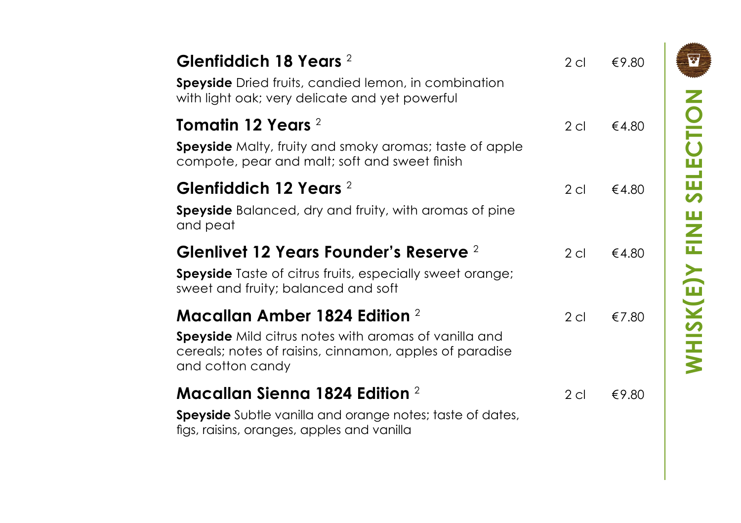## WHISK(E)Y FINE SELECTION

### Glenfiddich 18 Years [2]

2 cl €9.80

**Speyside** Dried fruits, candied lemon, in combination with light oak; very delicate and yet powerful

### Tomatin 12 Years [2]

2 cl €4.80

**Speyside** Malty, fruity and smoky aromas; taste of apple compote, pear and malt; soft and sweet finish

### Glenfiddich 12 Years [2]

2 cl €4.80

**Speyside** Balanced, dry and fruity, with aromas of pine and peat

### Glenlivet 12 Years Founder's Reserve [2]

2 cl €4.80

**Speyside** Taste of citrus fruits, especially sweet orange; sweet and fruity; balanced and soft

### Macallan Amber 1824 Edition [2]

2 cl €7.80

**Speyside** Mild citrus notes with aromas of vanilla and cereals; notes of raisins, cinnamon, apples of paradise and cotton candy

### Macallan Sienna 1824 Edition [2]

2 cl €9.80

**Speyside** Subtle vanilla and orange notes; taste of dates, figs, raisins, oranges, apples and vanilla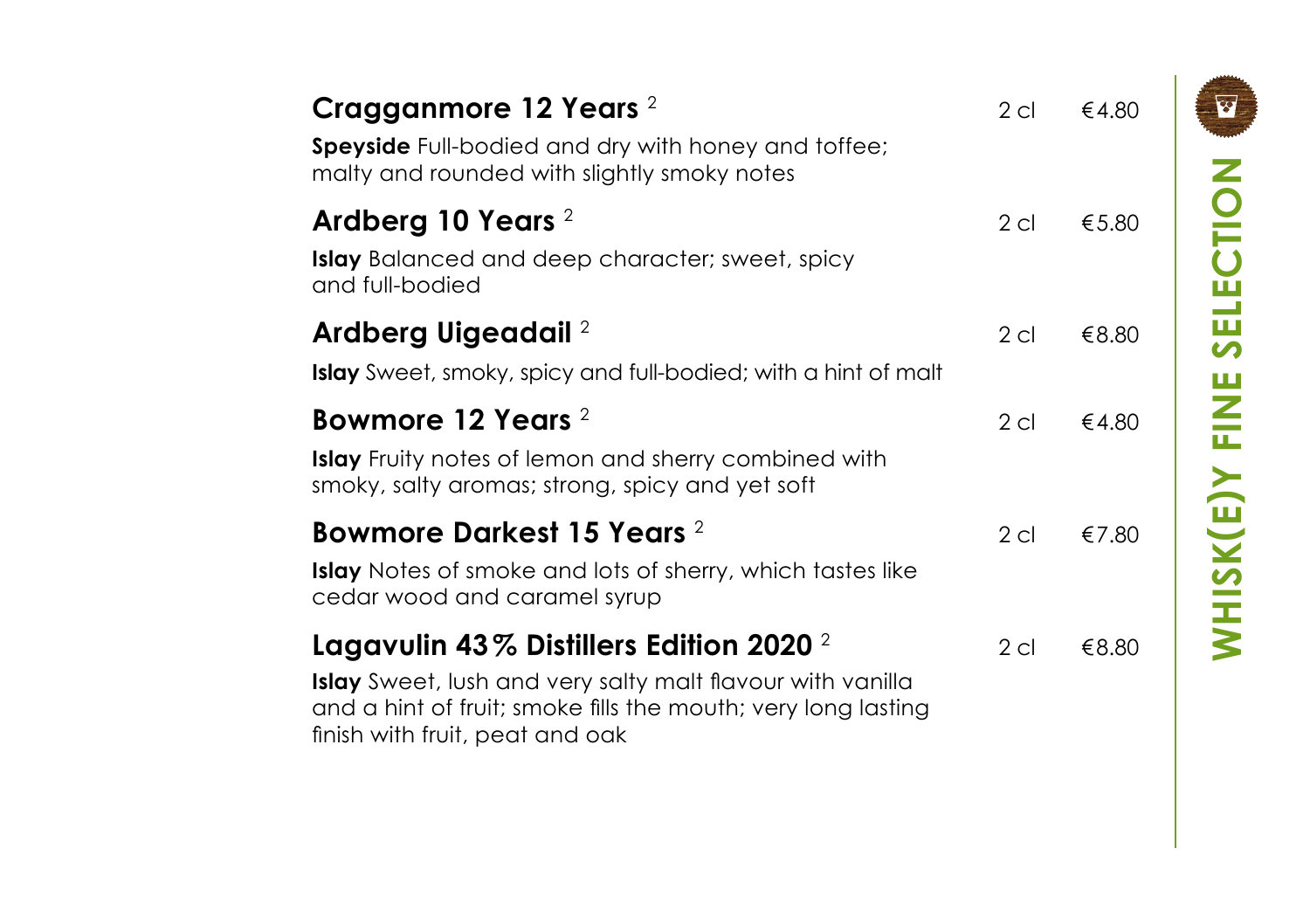WHISK(E)Y FINE SELECTION

### Cragganmore 12 Years [2] — 2 cl — €4.80

**Speyside** Full-bodied and dry with honey and toffee; malty and rounded with slightly smoky notes

### Ardberg 10 Years [2] — 2 cl — €5.80

**Islay** Balanced and deep character; sweet, spicy and full-bodied

### Ardberg Uigeadail [2] — 2 cl — €8.80

**Islay** Sweet, smoky, spicy and full-bodied; with a hint of malt

### Bowmore 12 Years [2] — 2 cl — €4.80

**Islay** Fruity notes of lemon and sherry combined with smoky, salty aromas; strong, spicy and yet soft

### Bowmore Darkest 15 Years [2] — 2 cl — €7.80

**Islay** Notes of smoke and lots of sherry, which tastes like cedar wood and caramel syrup

### Lagavulin 43% Distillers Edition 2020 [2] — 2 cl — €8.80

**Islay** Sweet, lush and very salty malt flavour with vanilla and a hint of fruit; smoke fills the mouth; very long lasting finish with fruit, peat and oak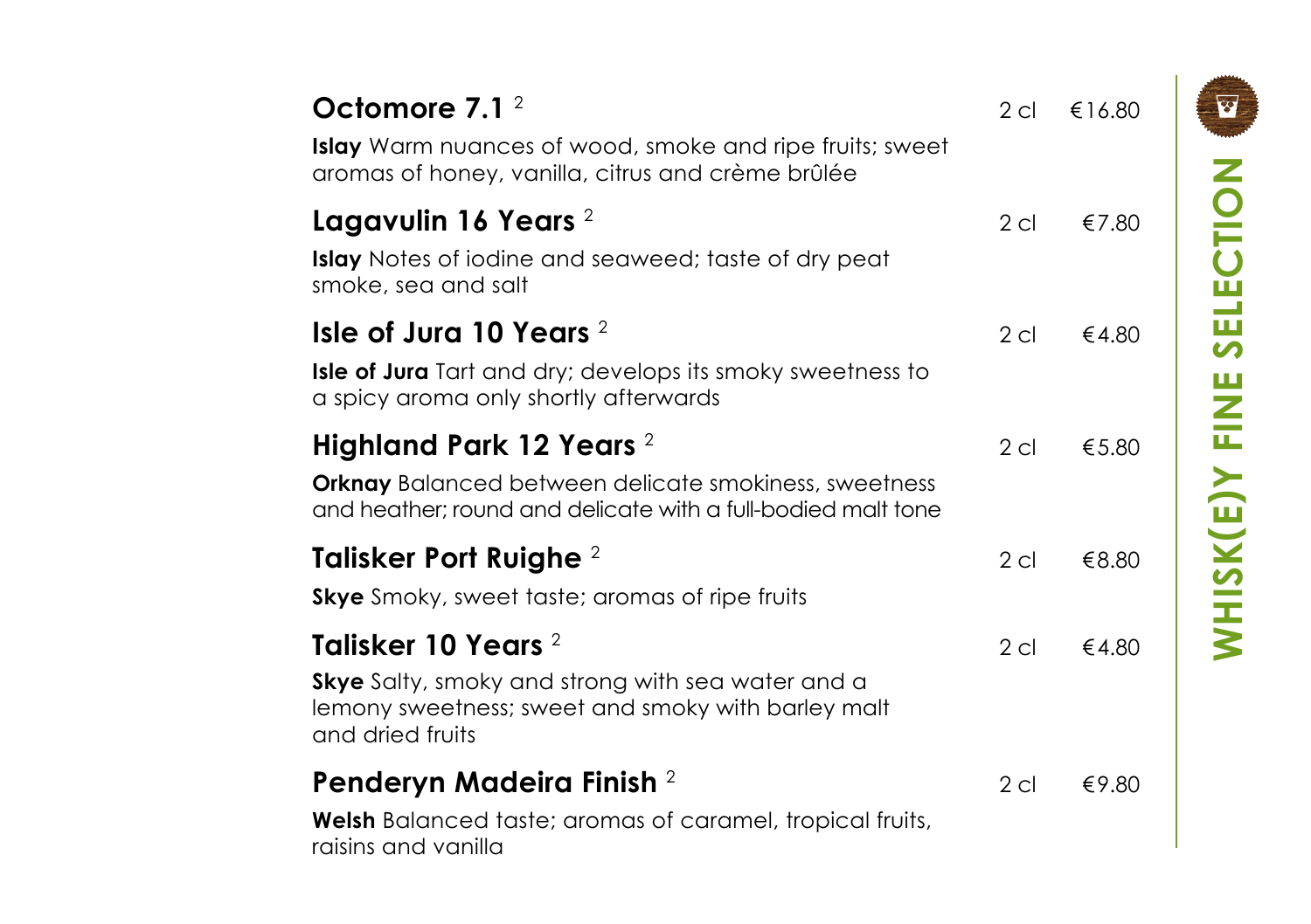## WHISK(E)Y FINE SELECTION

### Octomore 7.1 [2]

2 cl €16.80

**Islay** Warm nuances of wood, smoke and ripe fruits; sweet aromas of honey, vanilla, citrus and crème brûlée

### Lagavulin 16 Years [2]

2 cl €7.80

**Islay** Notes of iodine and seaweed; taste of dry peat smoke, sea and salt

### Isle of Jura 10 Years [2]

2 cl €4.80

**Isle of Jura** Tart and dry; develops its smoky sweetness to a spicy aroma only shortly afterwards

### Highland Park 12 Years [2]

2 cl €5.80

**Orknay** Balanced between delicate smokiness, sweetness and heather; round and delicate with a full-bodied malt tone

### Talisker Port Ruighe [2]

2 cl €8.80

**Skye** Smoky, sweet taste; aromas of ripe fruits

### Talisker 10 Years [2]

2 cl €4.80

**Skye** Salty, smoky and strong with sea water and a lemony sweetness; sweet and smoky with barley malt and dried fruits

### Penderyn Madeira Finish [2]

2 cl €9.80

**Welsh** Balanced taste; aromas of caramel, tropical fruits, raisins and vanilla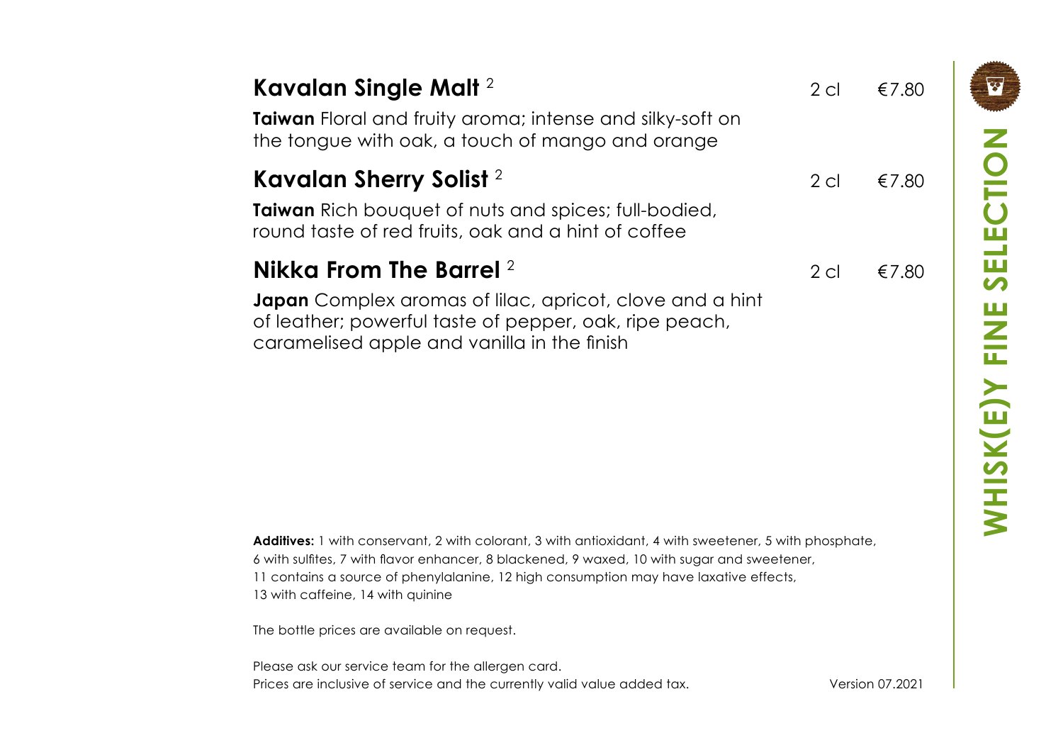## Kavalan Single Malt [2]

2 cl €7.80

**Taiwan** Floral and fruity aroma; intense and silky-soft on the tongue with oak, a touch of mango and orange

## Kavalan Sherry Solist [2]

2 cl €7.80

**Taiwan** Rich bouquet of nuts and spices; full-bodied, round taste of red fruits, oak and a hint of coffee

## Nikka From The Barrel [2]

2 cl €7.80

**Japan** Complex aromas of lilac, apricot, clove and a hint of leather; powerful taste of pepper, oak, ripe peach, caramelised apple and vanilla in the finish

**WHISK(E)Y FINE SELECTION**

**Additives:** 1 with conservant, 2 with colorant, 3 with antioxidant, 4 with sweetener, 5 with phosphate, 6 with sulfites, 7 with flavor enhancer, 8 blackened, 9 waxed, 10 with sugar and sweetener, 11 contains a source of phenylalanine, 12 high consumption may have laxative effects, 13 with caffeine, 14 with quinine

The bottle prices are available on request.

Please ask our service team for the allergen card.
Prices are inclusive of service and the currently valid value added tax.

Version 07.2021